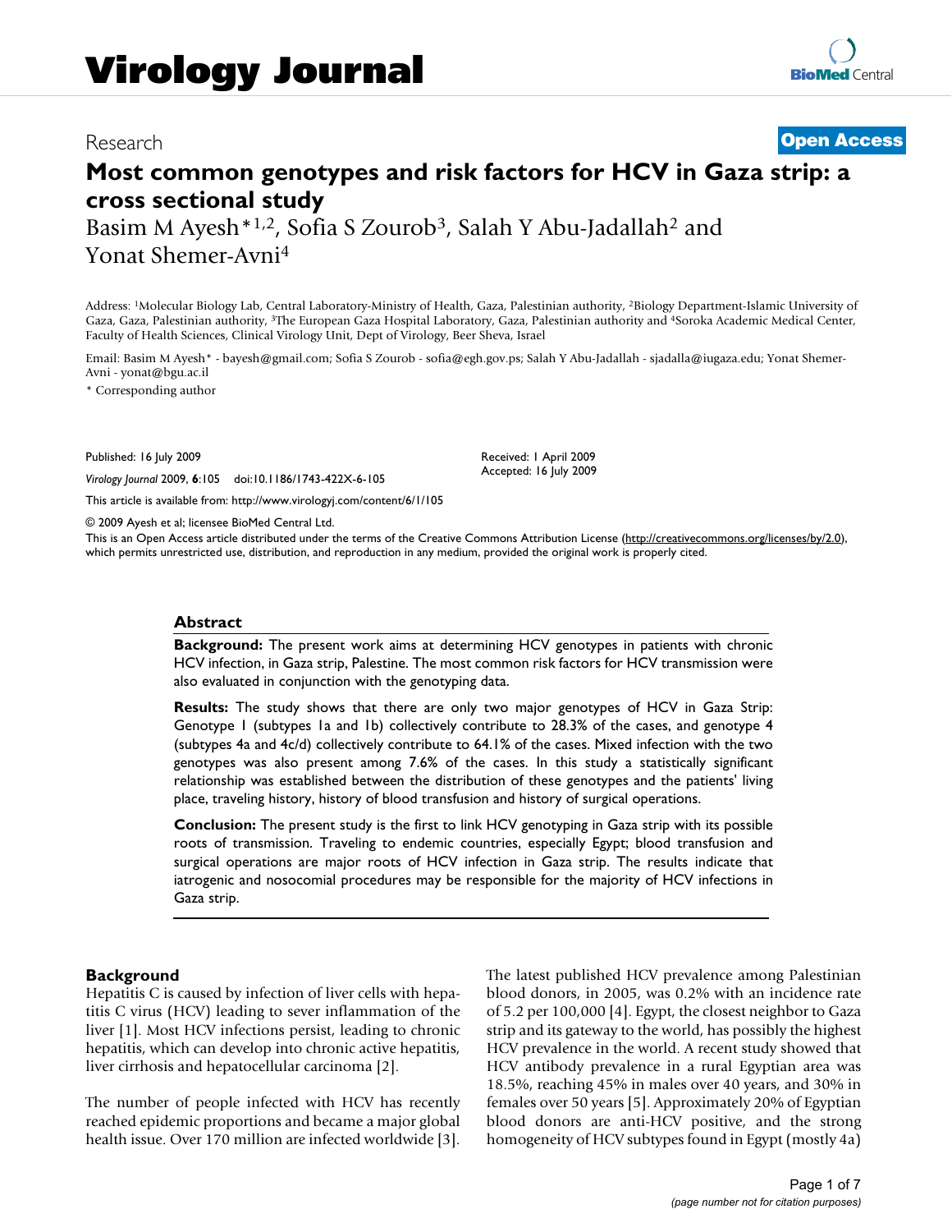# Virology Journal

Research **Open Access**

# Most common genotypes and risk factors for HCV in Gaza strip: a cross sectional study

Basim M Ayesh*[1,2], Sofia S Zourob[3], Salah Y Abu-Jadallah[2] and Yonat Shemer-Avni[4]

Address: [1]Molecular Biology Lab, Central Laboratory-Ministry of Health, Gaza, Palestinian authority, [2]Biology Department-Islamic University of Gaza, Gaza, Palestinian authority, [3]The European Gaza Hospital Laboratory, Gaza, Palestinian authority and [4]Soroka Academic Medical Center, Faculty of Health Sciences, Clinical Virology Unit, Dept of Virology, Beer Sheva, Israel

Email: Basim M Ayesh* - bayesh@gmail.com; Sofia S Zourob - sofia@egh.gov.ps; Salah Y Abu-Jadallah - sjadalla@iugaza.edu; Yonat Shemer-Avni - yonat@bgu.ac.il

* Corresponding author

Published: 16 July 2009

*Virology Journal* 2009, **6**:105 doi:10.1186/1743-422X-6-105

Received: 1 April 2009
Accepted: 16 July 2009

This article is available from: http://www.virologyj.com/content/6/1/105

© 2009 Ayesh et al; licensee BioMed Central Ltd.

This is an Open Access article distributed under the terms of the Creative Commons Attribution License (http://creativecommons.org/licenses/by/2.0), which permits unrestricted use, distribution, and reproduction in any medium, provided the original work is properly cited.

## Abstract

**Background:** The present work aims at determining HCV genotypes in patients with chronic HCV infection, in Gaza strip, Palestine. The most common risk factors for HCV transmission were also evaluated in conjunction with the genotyping data.

**Results:** The study shows that there are only two major genotypes of HCV in Gaza Strip: Genotype 1 (subtypes 1a and 1b) collectively contribute to 28.3% of the cases, and genotype 4 (subtypes 4a and 4c/d) collectively contribute to 64.1% of the cases. Mixed infection with the two genotypes was also present among 7.6% of the cases. In this study a statistically significant relationship was established between the distribution of these genotypes and the patients' living place, traveling history, history of blood transfusion and history of surgical operations.

**Conclusion:** The present study is the first to link HCV genotyping in Gaza strip with its possible roots of transmission. Traveling to endemic countries, especially Egypt; blood transfusion and surgical operations are major roots of HCV infection in Gaza strip. The results indicate that iatrogenic and nosocomial procedures may be responsible for the majority of HCV infections in Gaza strip.

## Background

Hepatitis C is caused by infection of liver cells with hepatitis C virus (HCV) leading to sever inflammation of the liver [1]. Most HCV infections persist, leading to chronic hepatitis, which can develop into chronic active hepatitis, liver cirrhosis and hepatocellular carcinoma [2].

The number of people infected with HCV has recently reached epidemic proportions and became a major global health issue. Over 170 million are infected worldwide [3]. The latest published HCV prevalence among Palestinian blood donors, in 2005, was 0.2% with an incidence rate of 5.2 per 100,000 [4]. Egypt, the closest neighbor to Gaza strip and its gateway to the world, has possibly the highest HCV prevalence in the world. A recent study showed that HCV antibody prevalence in a rural Egyptian area was 18.5%, reaching 45% in males over 40 years, and 30% in females over 50 years [5]. Approximately 20% of Egyptian blood donors are anti-HCV positive, and the strong homogeneity of HCV subtypes found in Egypt (mostly 4a)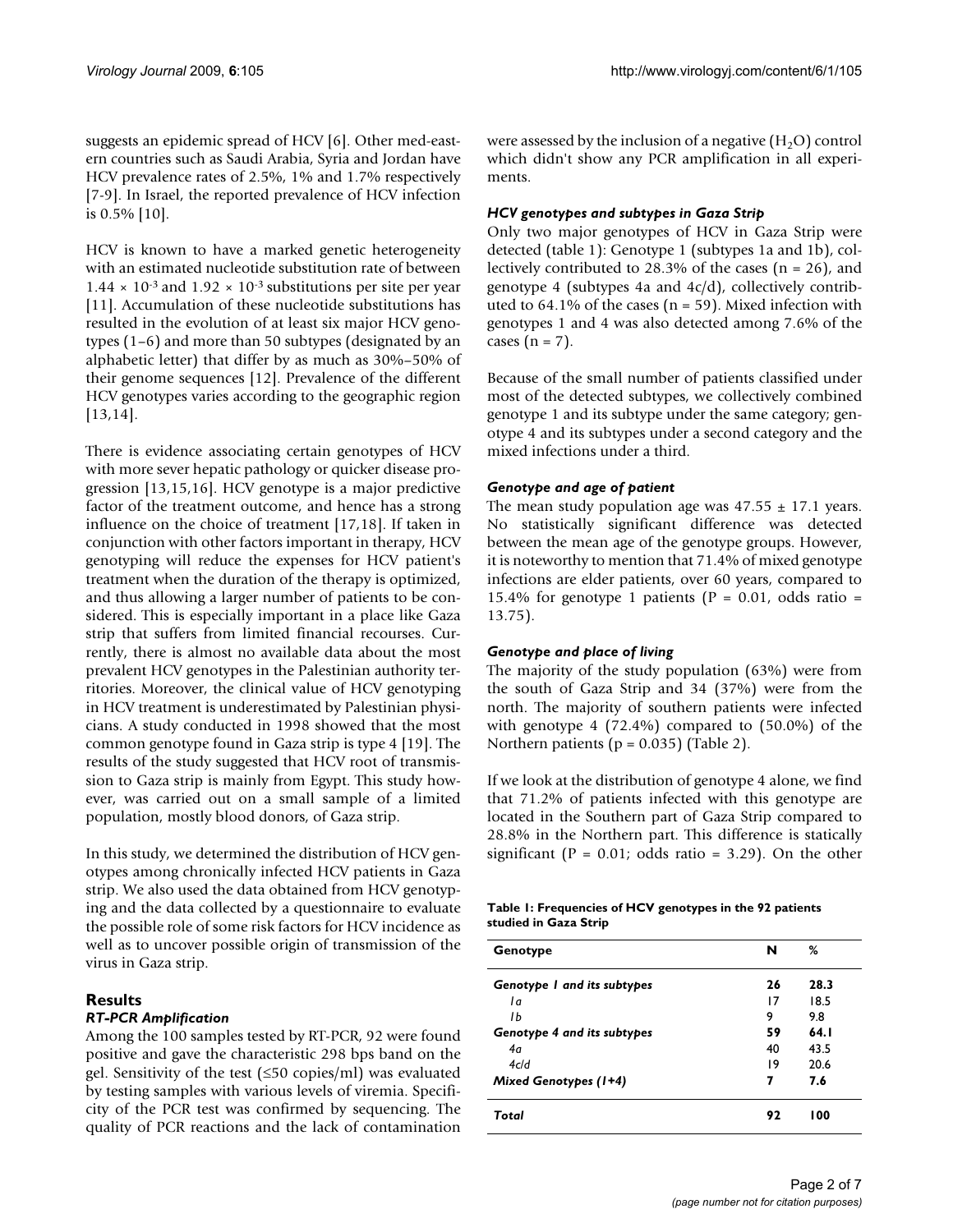suggests an epidemic spread of HCV [6]. Other med-eastern countries such as Saudi Arabia, Syria and Jordan have HCV prevalence rates of 2.5%, 1% and 1.7% respectively [7-9]. In Israel, the reported prevalence of HCV infection is 0.5% [10].

HCV is known to have a marked genetic heterogeneity with an estimated nucleotide substitution rate of between $1.44 \times 10^{-3}$ and $1.92 \times 10^{-3}$ substitutions per site per year [11]. Accumulation of these nucleotide substitutions has resulted in the evolution of at least six major HCV genotypes (1–6) and more than 50 subtypes (designated by an alphabetic letter) that differ by as much as 30%–50% of their genome sequences [12]. Prevalence of the different HCV genotypes varies according to the geographic region [13,14].

There is evidence associating certain genotypes of HCV with more sever hepatic pathology or quicker disease progression [13,15,16]. HCV genotype is a major predictive factor of the treatment outcome, and hence has a strong influence on the choice of treatment [17,18]. If taken in conjunction with other factors important in therapy, HCV genotyping will reduce the expenses for HCV patient's treatment when the duration of the therapy is optimized, and thus allowing a larger number of patients to be considered. This is especially important in a place like Gaza strip that suffers from limited financial recourses. Currently, there is almost no available data about the most prevalent HCV genotypes in the Palestinian authority territories. Moreover, the clinical value of HCV genotyping in HCV treatment is underestimated by Palestinian physicians. A study conducted in 1998 showed that the most common genotype found in Gaza strip is type 4 [19]. The results of the study suggested that HCV root of transmission to Gaza strip is mainly from Egypt. This study however, was carried out on a small sample of a limited population, mostly blood donors, of Gaza strip.

In this study, we determined the distribution of HCV genotypes among chronically infected HCV patients in Gaza strip. We also used the data obtained from HCV genotyping and the data collected by a questionnaire to evaluate the possible role of some risk factors for HCV incidence as well as to uncover possible origin of transmission of the virus in Gaza strip.

## Results

### *RT-PCR Amplification*

Among the 100 samples tested by RT-PCR, 92 were found positive and gave the characteristic 298 bps band on the gel. Sensitivity of the test (≤50 copies/ml) was evaluated by testing samples with various levels of viremia. Specificity of the PCR test was confirmed by sequencing. The quality of PCR reactions and the lack of contamination were assessed by the inclusion of a negative ($H_2O$) control which didn't show any PCR amplification in all experiments.

### *HCV genotypes and subtypes in Gaza Strip*

Only two major genotypes of HCV in Gaza Strip were detected (table 1): Genotype 1 (subtypes 1a and 1b), collectively contributed to 28.3% of the cases (n = 26), and genotype 4 (subtypes 4a and 4c/d), collectively contributed to 64.1% of the cases (n = 59). Mixed infection with genotypes 1 and 4 was also detected among 7.6% of the cases (n = 7).

Because of the small number of patients classified under most of the detected subtypes, we collectively combined genotype 1 and its subtype under the same category; genotype 4 and its subtypes under a second category and the mixed infections under a third.

### *Genotype and age of patient*

The mean study population age was 47.55 ± 17.1 years. No statistically significant difference was detected between the mean age of the genotype groups. However, it is noteworthy to mention that 71.4% of mixed genotype infections are elder patients, over 60 years, compared to 15.4% for genotype 1 patients (P = 0.01, odds ratio = 13.75).

### *Genotype and place of living*

The majority of the study population (63%) were from the south of Gaza Strip and 34 (37%) were from the north. The majority of southern patients were infected with genotype 4 (72.4%) compared to (50.0%) of the Northern patients (p = 0.035) (Table 2).

If we look at the distribution of genotype 4 alone, we find that 71.2% of patients infected with this genotype are located in the Southern part of Gaza Strip compared to 28.8% in the Northern part. This difference is statically significant (P = 0.01; odds ratio = 3.29). On the other

**Table 1: Frequencies of HCV genotypes in the 92 patients studied in Gaza Strip**

| Genotype | N | % |
|---|---|---|
| ***Genotype 1 and its subtypes*** | **26** | **28.3** |
| *1a* | 17 | 18.5 |
| *1b* | 9 | 9.8 |
| ***Genotype 4 and its subtypes*** | **59** | **64.1** |
| *4a* | 40 | 43.5 |
| *4c/d* | 19 | 20.6 |
| ***Mixed Genotypes (1+4)*** | **7** | **7.6** |
| ***Total*** | **92** | **100** |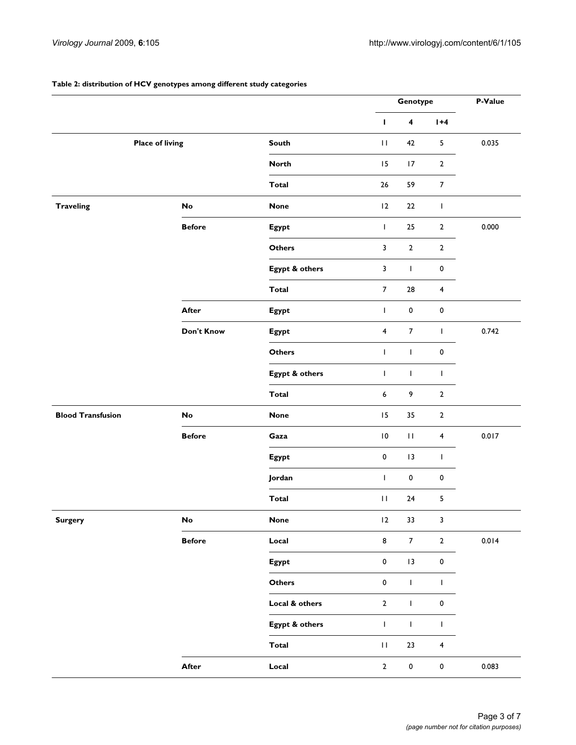**Table 2: distribution of HCV genotypes among different study categories**

| | | | Genotype | | | P-Value |
|---|---|---|---|---|---|---|
| | | | 1 | 4 | 1+4 | |
| **Place of living** | | **South** | 11 | 42 | 5 | 0.035 |
| | | **North** | 15 | 17 | 2 | |
| | | **Total** | 26 | 59 | 7 | |
| **Traveling** | **No** | **None** | 12 | 22 | 1 | |
| | **Before** | **Egypt** | 1 | 25 | 2 | 0.000 |
| | | **Others** | 3 | 2 | 2 | |
| | | **Egypt & others** | 3 | 1 | 0 | |
| | | **Total** | 7 | 28 | 4 | |
| | **After** | **Egypt** | 1 | 0 | 0 | |
| | **Don't Know** | **Egypt** | 4 | 7 | 1 | 0.742 |
| | | **Others** | 1 | 1 | 0 | |
| | | **Egypt & others** | 1 | 1 | 1 | |
| | | **Total** | 6 | 9 | 2 | |
| **Blood Transfusion** | **No** | **None** | 15 | 35 | 2 | |
| | **Before** | **Gaza** | 10 | 11 | 4 | 0.017 |
| | | **Egypt** | 0 | 13 | 1 | |
| | | **Jordan** | 1 | 0 | 0 | |
| | | **Total** | 11 | 24 | 5 | |
| **Surgery** | **No** | **None** | 12 | 33 | 3 | |
| | **Before** | **Local** | 8 | 7 | 2 | 0.014 |
| | | **Egypt** | 0 | 13 | 0 | |
| | | **Others** | 0 | 1 | 1 | |
| | | **Local & others** | 2 | 1 | 0 | |
| | | **Egypt & others** | 1 | 1 | 1 | |
| | | **Total** | 11 | 23 | 4 | |
| | **After** | **Local** | 2 | 0 | 0 | 0.083 |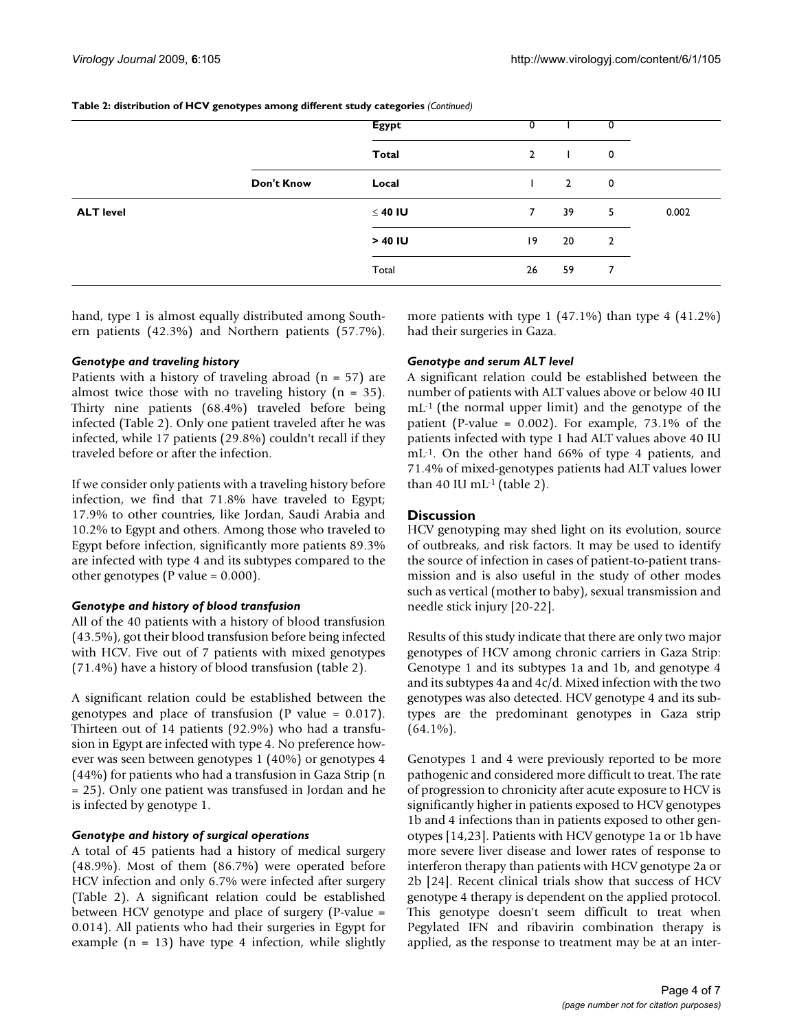**Table 2: distribution of HCV genotypes among different study categories** *(Continued)*

| | | | | | | |
|---|---|---|---|---|---|---|
| | | Egypt | 0 | 1 | 0 | |
| | | **Total** | 2 | 1 | 0 | |
| | **Don't Know** | **Local** | 1 | 2 | 0 | |
| **ALT level** | | **≤ 40 IU** | 7 | 39 | 5 | 0.002 |
| | | **> 40 IU** | 19 | 20 | 2 | |
| | | Total | 26 | 59 | 7 | |

hand, type 1 is almost equally distributed among Southern patients (42.3%) and Northern patients (57.7%).

### *Genotype and traveling history*

Patients with a history of traveling abroad (n = 57) are almost twice those with no traveling history (n = 35). Thirty nine patients (68.4%) traveled before being infected (Table 2). Only one patient traveled after he was infected, while 17 patients (29.8%) couldn't recall if they traveled before or after the infection.

If we consider only patients with a traveling history before infection, we find that 71.8% have traveled to Egypt; 17.9% to other countries, like Jordan, Saudi Arabia and 10.2% to Egypt and others. Among those who traveled to Egypt before infection, significantly more patients 89.3% are infected with type 4 and its subtypes compared to the other genotypes (P value = 0.000).

### *Genotype and history of blood transfusion*

All of the 40 patients with a history of blood transfusion (43.5%), got their blood transfusion before being infected with HCV. Five out of 7 patients with mixed genotypes (71.4%) have a history of blood transfusion (table 2).

A significant relation could be established between the genotypes and place of transfusion (P value = 0.017). Thirteen out of 14 patients (92.9%) who had a transfusion in Egypt are infected with type 4. No preference however was seen between genotypes 1 (40%) or genotypes 4 (44%) for patients who had a transfusion in Gaza Strip (n = 25). Only one patient was transfused in Jordan and he is infected by genotype 1.

### *Genotype and history of surgical operations*

A total of 45 patients had a history of medical surgery (48.9%). Most of them (86.7%) were operated before HCV infection and only 6.7% were infected after surgery (Table 2). A significant relation could be established between HCV genotype and place of surgery (P-value = 0.014). All patients who had their surgeries in Egypt for example (n = 13) have type 4 infection, while slightly more patients with type 1 (47.1%) than type 4 (41.2%) had their surgeries in Gaza.

### *Genotype and serum ALT level*

A significant relation could be established between the number of patients with ALT values above or below 40 IU $mL^{-1}$ (the normal upper limit) and the genotype of the patient (P-value = 0.002). For example, 73.1% of the patients infected with type 1 had ALT values above 40 IU $mL^{-1}$. On the other hand 66% of type 4 patients, and 71.4% of mixed-genotypes patients had ALT values lower than 40 IU $mL^{-1}$ (table 2).

## Discussion

HCV genotyping may shed light on its evolution, source of outbreaks, and risk factors. It may be used to identify the source of infection in cases of patient-to-patient transmission and is also useful in the study of other modes such as vertical (mother to baby), sexual transmission and needle stick injury [20-22].

Results of this study indicate that there are only two major genotypes of HCV among chronic carriers in Gaza Strip: Genotype 1 and its subtypes 1a and 1b, and genotype 4 and its subtypes 4a and 4c/d. Mixed infection with the two genotypes was also detected. HCV genotype 4 and its subtypes are the predominant genotypes in Gaza strip (64.1%).

Genotypes 1 and 4 were previously reported to be more pathogenic and considered more difficult to treat. The rate of progression to chronicity after acute exposure to HCV is significantly higher in patients exposed to HCV genotypes 1b and 4 infections than in patients exposed to other genotypes [14,23]. Patients with HCV genotype 1a or 1b have more severe liver disease and lower rates of response to interferon therapy than patients with HCV genotype 2a or 2b [24]. Recent clinical trials show that success of HCV genotype 4 therapy is dependent on the applied protocol. This genotype doesn't seem difficult to treat when Pegylated IFN and ribavirin combination therapy is applied, as the response to treatment may be at an inter-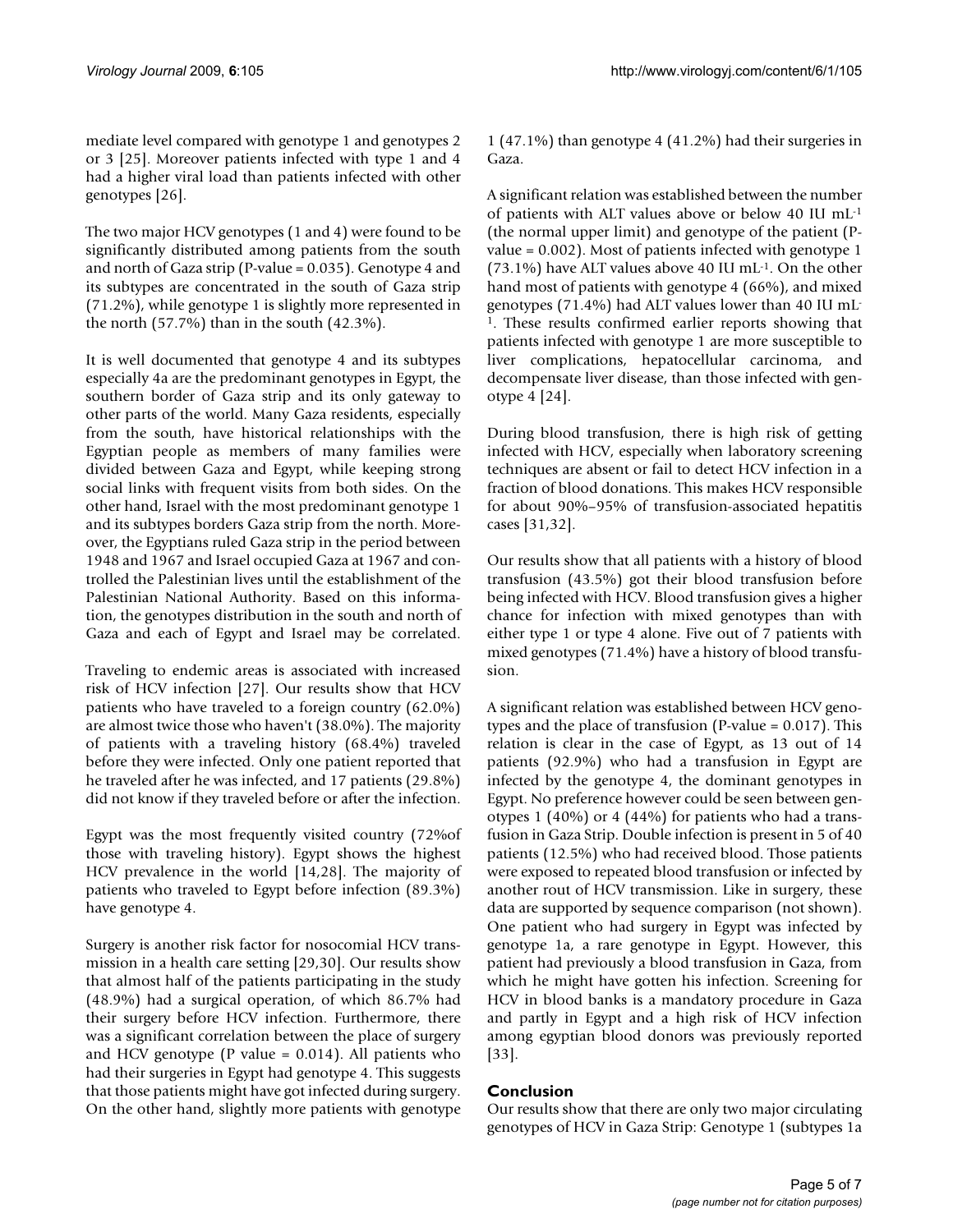mediate level compared with genotype 1 and genotypes 2 or 3 [25]. Moreover patients infected with type 1 and 4 had a higher viral load than patients infected with other genotypes [26].

The two major HCV genotypes (1 and 4) were found to be significantly distributed among patients from the south and north of Gaza strip (P-value = 0.035). Genotype 4 and its subtypes are concentrated in the south of Gaza strip (71.2%), while genotype 1 is slightly more represented in the north (57.7%) than in the south (42.3%).

It is well documented that genotype 4 and its subtypes especially 4a are the predominant genotypes in Egypt, the southern border of Gaza strip and its only gateway to other parts of the world. Many Gaza residents, especially from the south, have historical relationships with the Egyptian people as members of many families were divided between Gaza and Egypt, while keeping strong social links with frequent visits from both sides. On the other hand, Israel with the most predominant genotype 1 and its subtypes borders Gaza strip from the north. Moreover, the Egyptians ruled Gaza strip in the period between 1948 and 1967 and Israel occupied Gaza at 1967 and controlled the Palestinian lives until the establishment of the Palestinian National Authority. Based on this information, the genotypes distribution in the south and north of Gaza and each of Egypt and Israel may be correlated.

Traveling to endemic areas is associated with increased risk of HCV infection [27]. Our results show that HCV patients who have traveled to a foreign country (62.0%) are almost twice those who haven't (38.0%). The majority of patients with a traveling history (68.4%) traveled before they were infected. Only one patient reported that he traveled after he was infected, and 17 patients (29.8%) did not know if they traveled before or after the infection.

Egypt was the most frequently visited country (72%of those with traveling history). Egypt shows the highest HCV prevalence in the world [14,28]. The majority of patients who traveled to Egypt before infection (89.3%) have genotype 4.

Surgery is another risk factor for nosocomial HCV transmission in a health care setting [29,30]. Our results show that almost half of the patients participating in the study (48.9%) had a surgical operation, of which 86.7% had their surgery before HCV infection. Furthermore, there was a significant correlation between the place of surgery and HCV genotype (P value = 0.014). All patients who had their surgeries in Egypt had genotype 4. This suggests that those patients might have got infected during surgery. On the other hand, slightly more patients with genotype 1 (47.1%) than genotype 4 (41.2%) had their surgeries in Gaza.

A significant relation was established between the number of patients with ALT values above or below 40 IU $mL^{-1}$ (the normal upper limit) and genotype of the patient (P-value = 0.002). Most of patients infected with genotype 1 (73.1%) have ALT values above 40 IU $mL^{-1}$. On the other hand most of patients with genotype 4 (66%), and mixed genotypes (71.4%) had ALT values lower than 40 IU $mL^{-1}$. These results confirmed earlier reports showing that patients infected with genotype 1 are more susceptible to liver complications, hepatocellular carcinoma, and decompensate liver disease, than those infected with genotype 4 [24].

During blood transfusion, there is high risk of getting infected with HCV, especially when laboratory screening techniques are absent or fail to detect HCV infection in a fraction of blood donations. This makes HCV responsible for about 90%–95% of transfusion-associated hepatitis cases [31,32].

Our results show that all patients with a history of blood transfusion (43.5%) got their blood transfusion before being infected with HCV. Blood transfusion gives a higher chance for infection with mixed genotypes than with either type 1 or type 4 alone. Five out of 7 patients with mixed genotypes (71.4%) have a history of blood transfusion.

A significant relation was established between HCV genotypes and the place of transfusion (P-value = 0.017). This relation is clear in the case of Egypt, as 13 out of 14 patients (92.9%) who had a transfusion in Egypt are infected by the genotype 4, the dominant genotypes in Egypt. No preference however could be seen between genotypes 1 (40%) or 4 (44%) for patients who had a transfusion in Gaza Strip. Double infection is present in 5 of 40 patients (12.5%) who had received blood. Those patients were exposed to repeated blood transfusion or infected by another rout of HCV transmission. Like in surgery, these data are supported by sequence comparison (not shown). One patient who had surgery in Egypt was infected by genotype 1a, a rare genotype in Egypt. However, this patient had previously a blood transfusion in Gaza, from which he might have gotten his infection. Screening for HCV in blood banks is a mandatory procedure in Gaza and partly in Egypt and a high risk of HCV infection among egyptian blood donors was previously reported [33].

## Conclusion

Our results show that there are only two major circulating genotypes of HCV in Gaza Strip: Genotype 1 (subtypes 1a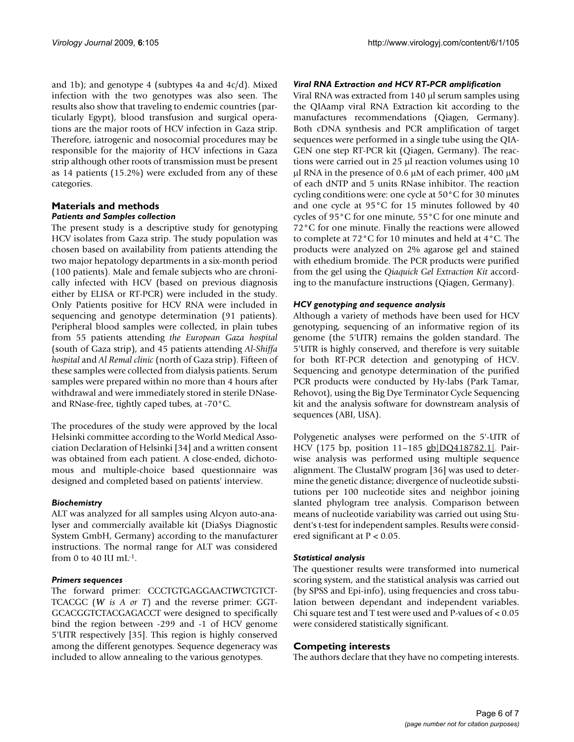and 1b); and genotype 4 (subtypes 4a and 4c/d). Mixed infection with the two genotypes was also seen. The results also show that traveling to endemic countries (particularly Egypt), blood transfusion and surgical operations are the major roots of HCV infection in Gaza strip. Therefore, iatrogenic and nosocomial procedures may be responsible for the majority of HCV infections in Gaza strip although other roots of transmission must be present as 14 patients (15.2%) were excluded from any of these categories.

## Materials and methods

### *Patients and Samples collection*

The present study is a descriptive study for genotyping HCV isolates from Gaza strip. The study population was chosen based on availability from patients attending the two major hepatology departments in a six-month period (100 patients). Male and female subjects who are chronically infected with HCV (based on previous diagnosis either by ELISA or RT-PCR) were included in the study. Only Patients positive for HCV RNA were included in sequencing and genotype determination (91 patients). Peripheral blood samples were collected, in plain tubes from 55 patients attending *the European Gaza hospital* (south of Gaza strip), and 45 patients attending *Al-Shiffa hospital* and *Al Remal clinic* (north of Gaza strip). Fifteen of these samples were collected from dialysis patients. Serum samples were prepared within no more than 4 hours after withdrawal and were immediately stored in sterile DNase- and RNase-free, tightly caped tubes, at -70°C.

The procedures of the study were approved by the local Helsinki committee according to the World Medical Association Declaration of Helsinki [34] and a written consent was obtained from each patient. A close-ended, dichotomous and multiple-choice based questionnaire was designed and completed based on patients' interview.

### *Biochemistry*

ALT was analyzed for all samples using Alcyon auto-analyser and commercially available kit (DiaSys Diagnostic System GmbH, Germany) according to the manufacturer instructions. The normal range for ALT was considered from 0 to 40 IU $mL^{-1}$.

### *Primers sequences*

The forward primer: CCCTGTGAGGAACT**W**CTGTCTTCACGC (***W*** *is A or T*) and the reverse primer: GGTGCACGGTCTACGAGACCT were designed to specifically bind the region between -299 and -1 of HCV genome 5'UTR respectively [35]. This region is highly conserved among the different genotypes. Sequence degeneracy was included to allow annealing to the various genotypes.

### *Viral RNA Extraction and HCV RT-PCR amplification*

Viral RNA was extracted from 140 μl serum samples using the QIAamp viral RNA Extraction kit according to the manufactures recommendations (Qiagen, Germany). Both cDNA synthesis and PCR amplification of target sequences were performed in a single tube using the QIAGEN one step RT-PCR kit (Qiagen, Germany). The reactions were carried out in 25 μl reaction volumes using 10 μl RNA in the presence of 0.6 μM of each primer, 400 μM of each dNTP and 5 units RNase inhibitor. The reaction cycling conditions were: one cycle at 50°C for 30 minutes and one cycle at 95°C for 15 minutes followed by 40 cycles of 95°C for one minute, 55°C for one minute and 72°C for one minute. Finally the reactions were allowed to complete at 72°C for 10 minutes and held at 4°C. The products were analyzed on 2% agarose gel and stained with ethedium bromide. The PCR products were purified from the gel using the *Qiaquick Gel Extraction Kit* according to the manufacture instructions (Qiagen, Germany).

### *HCV genotyping and sequence analysis*

Although a variety of methods have been used for HCV genotyping, sequencing of an informative region of its genome (the 5'UTR) remains the golden standard. The 5'UTR is highly conserved, and therefore is very suitable for both RT-PCR detection and genotyping of HCV. Sequencing and genotype determination of the purified PCR products were conducted by Hy-labs (Park Tamar, Rehovot), using the Big Dye Terminator Cycle Sequencing kit and the analysis software for downstream analysis of sequences (ABI, USA).

Polygenetic analyses were performed on the 5'-UTR of HCV (175 bp, position 11–185 gb|DQ418782.1|. Pairwise analysis was performed using multiple sequence alignment. The ClustalW program [36] was used to determine the genetic distance; divergence of nucleotide substitutions per 100 nucleotide sites and neighbor joining slanted phylogram tree analysis. Comparison between means of nucleotide variability was carried out using Student's t-test for independent samples. Results were considered significant at $P < 0.05$.

### *Statistical analysis*

The questioner results were transformed into numerical scoring system, and the statistical analysis was carried out (by SPSS and Epi-info), using frequencies and cross tabulation between dependant and independent variables. Chi square test and T test were used and P-values of < 0.05 were considered statistically significant.

## Competing interests

The authors declare that they have no competing interests.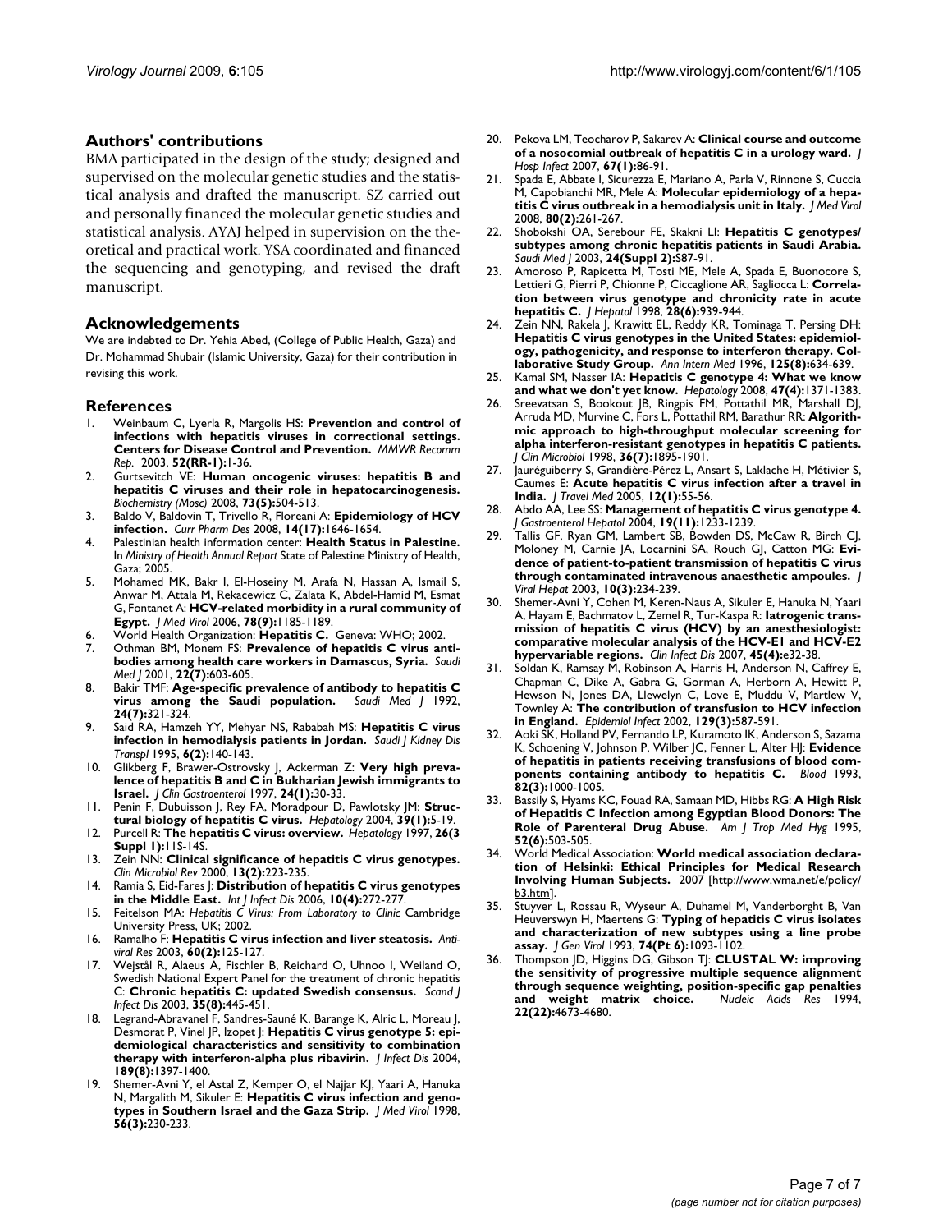## Authors' contributions

BMA participated in the design of the study; designed and supervised on the molecular genetic studies and the statistical analysis and drafted the manuscript. SZ carried out and personally financed the molecular genetic studies and statistical analysis. AYAJ helped in supervision on the theoretical and practical work. YSA coordinated and financed the sequencing and genotyping, and revised the draft manuscript.

## Acknowledgements

We are indebted to Dr. Yehia Abed, (College of Public Health, Gaza) and Dr. Mohammad Shubair (Islamic University, Gaza) for their contribution in revising this work.

## References

1. Weinbaum C, Lyerla R, Margolis HS: **Prevention and control of infections with hepatitis viruses in correctional settings. Centers for Disease Control and Prevention.** *MMWR Recomm Rep.* 2003, **52(RR-1):**1-36.
2. Gurtsevitch VE: **Human oncogenic viruses: hepatitis B and hepatitis C viruses and their role in hepatocarcinogenesis.** *Biochemistry (Mosc)* 2008, **73(5):**504-513.
3. Baldo V, Baldovin T, Trivello R, Floreani A: **Epidemiology of HCV infection.** *Curr Pharm Des* 2008, **14(17):**1646-1654.
4. Palestinian health information center: **Health Status in Palestine.** In *Ministry of Health Annual Report* State of Palestine Ministry of Health, Gaza; 2005.
5. Mohamed MK, Bakr I, El-Hoseiny M, Arafa N, Hassan A, Ismail S, Anwar M, Attala M, Rekacewicz C, Zalata K, Abdel-Hamid M, Esmat G, Fontanet A: **HCV-related morbidity in a rural community of Egypt.** *J Med Virol* 2006, **78(9):**1185-1189.
6. World Health Organization: **Hepatitis C.** Geneva: WHO; 2002.
7. Othman BM, Monem FS: **Prevalence of hepatitis C virus antibodies among health care workers in Damascus, Syria.** *Saudi Med J* 2001, **22(7):**603-605.
8. Bakir TMF: **Age-specific prevalence of antibody to hepatitis C virus among the Saudi population.** *Saudi Med J* 1992, **24(7):**321-324.
9. Said RA, Hamzeh YY, Mehyar NS, Rababah MS: **Hepatitis C virus infection in hemodialysis patients in Jordan.** *Saudi J Kidney Dis Transpl* 1995, **6(2):**140-143.
10. Glikberg F, Brawer-Ostrovsky J, Ackerman Z: **Very high prevalence of hepatitis B and C in Bukharian Jewish immigrants to Israel.** *J Clin Gastroenterol* 1997, **24(1):**30-33.
11. Penin F, Dubuisson J, Rey FA, Moradpour D, Pawlotsky JM: **Structural biology of hepatitis C virus.** *Hepatology* 2004, **39(1):**5-19.
12. Purcell R: **The hepatitis C virus: overview.** *Hepatology* 1997, **26(3 Suppl 1):**11S-14S.
13. Zein NN: **Clinical significance of hepatitis C virus genotypes.** *Clin Microbiol Rev* 2000, **13(2):**223-235.
14. Ramia S, Eid-Fares J: **Distribution of hepatitis C virus genotypes in the Middle East.** *Int J Infect Dis* 2006, **10(4):**272-277.
15. Feitelson MA: *Hepatitis C Virus: From Laboratory to Clinic* Cambridge University Press, UK; 2002.
16. Ramalho F: **Hepatitis C virus infection and liver steatosis.** *Antiviral Res* 2003, **60(2):**125-127.
17. Wejstål R, Alaeus A, Fischler B, Reichard O, Uhnoo I, Weiland O, Swedish National Expert Panel for the treatment of chronic hepatitis C: **Chronic hepatitis C: updated Swedish consensus.** *Scand J Infect Dis* 2003, **35(8):**445-451.
18. Legrand-Abravanel F, Sandres-Sauné K, Barange K, Alric L, Moreau J, Desmorat P, Vinel JP, Izopet J: **Hepatitis C virus genotype 5: epidemiological characteristics and sensitivity to combination therapy with interferon-alpha plus ribavirin.** *J Infect Dis* 2004, **189(8):**1397-1400.
19. Shemer-Avni Y, el Astal Z, Kemper O, el Najjar KJ, Yaari A, Hanuka N, Margalith M, Sikuler E: **Hepatitis C virus infection and genotypes in Southern Israel and the Gaza Strip.** *J Med Virol* 1998, **56(3):**230-233.
20. Pekova LM, Teocharov P, Sakarev A: **Clinical course and outcome of a nosocomial outbreak of hepatitis C in a urology ward.** *J Hosp Infect* 2007, **67(1):**86-91.
21. Spada E, Abbate I, Sicurezza E, Mariano A, Parla V, Rinnone S, Cuccia M, Capobianchi MR, Mele A: **Molecular epidemiology of a hepatitis C virus outbreak in a hemodialysis unit in Italy.** *J Med Virol* 2008, **80(2):**261-267.
22. Shobokshi OA, Serebour FE, Skakni LI: **Hepatitis C genotypes/subtypes among chronic hepatitis patients in Saudi Arabia.** *Saudi Med J* 2003, **24(Suppl 2):**S87-91.
23. Amoroso P, Rapicetta M, Tosti ME, Mele A, Spada E, Buonocore S, Lettieri G, Pierri P, Chionne P, Ciccaglione AR, Sagliocca L: **Correlation between virus genotype and chronicity rate in acute hepatitis C.** *J Hepatol* 1998, **28(6):**939-944.
24. Zein NN, Rakela J, Krawitt EL, Reddy KR, Tominaga T, Persing DH: **Hepatitis C virus genotypes in the United States: epidemiology, pathogenicity, and response to interferon therapy. Collaborative Study Group.** *Ann Intern Med* 1996, **125(8):**634-639.
25. Kamal SM, Nasser IA: **Hepatitis C genotype 4: What we know and what we don't yet know.** *Hepatology* 2008, **47(4):**1371-1383.
26. Sreevatsan S, Bookout JB, Ringpis FM, Pottathil MR, Marshall DJ, Arruda MD, Murvine C, Fors L, Pottathil RM, Barathur RR: **Algorithmic approach to high-throughput molecular screening for alpha interferon-resistant genotypes in hepatitis C patients.** *J Clin Microbiol* 1998, **36(7):**1895-1901.
27. Jauréguiberry S, Grandière-Pérez L, Ansart S, Laklache H, Métivier S, Caumes E: **Acute hepatitis C virus infection after a travel in India.** *J Travel Med* 2005, **12(1):**55-56.
28. Abdo AA, Lee SS: **Management of hepatitis C virus genotype 4.** *J Gastroenterol Hepatol* 2004, **19(11):**1233-1239.
29. Tallis GF, Ryan GM, Lambert SB, Bowden DS, McCaw R, Birch CJ, Moloney M, Carnie JA, Locarnini SA, Rouch GJ, Catton MG: **Evidence of patient-to-patient transmission of hepatitis C virus through contaminated intravenous anaesthetic ampoules.** *J Viral Hepat* 2003, **10(3):**234-239.
30. Shemer-Avni Y, Cohen M, Keren-Naus A, Sikuler E, Hanuka N, Yaari A, Hayam E, Bachmatov L, Zemel R, Tur-Kaspa R: **Iatrogenic transmission of hepatitis C virus (HCV) by an anesthesiologist: comparative molecular analysis of the HCV-E1 and HCV-E2 hypervariable regions.** *Clin Infect Dis* 2007, **45(4):**e32-38.
31. Soldan K, Ramsay M, Robinson A, Harris H, Anderson N, Caffrey E, Chapman C, Dike A, Gabra G, Gorman A, Herborn A, Hewitt P, Hewson N, Jones DA, Llewelyn C, Love E, Muddu V, Martlew V, Townley A: **The contribution of transfusion to HCV infection in England.** *Epidemiol Infect* 2002, **129(3):**587-591.
32. Aoki SK, Holland PV, Fernando LP, Kuramoto IK, Anderson S, Sazama K, Schoening V, Johnson P, Wilber JC, Fenner L, Alter HJ: **Evidence of hepatitis in patients receiving transfusions of blood components containing antibody to hepatitis C.** *Blood* 1993, **82(3):**1000-1005.
33. Bassily S, Hyams KC, Fouad RA, Samaan MD, Hibbs RG: **A High Risk of Hepatitis C Infection among Egyptian Blood Donors: The Role of Parenteral Drug Abuse.** *Am J Trop Med Hyg* 1995, **52(6):**503-505.
34. World Medical Association: **World medical association declaration of Helsinki: Ethical Principles for Medical Research Involving Human Subjects.** 2007 [http://www.wma.net/e/policy/b3.htm].
35. Stuyver L, Rossau R, Wyseur A, Duhamel M, Vanderborght B, Van Heuverswyn H, Maertens G: **Typing of hepatitis C virus isolates and characterization of new subtypes using a line probe assay.** *J Gen Virol* 1993, **74(Pt 6):**1093-1102.
36. Thompson JD, Higgins DG, Gibson TJ: **CLUSTAL W: improving the sensitivity of progressive multiple sequence alignment through sequence weighting, position-specific gap penalties and weight matrix choice.** *Nucleic Acids Res* 1994, **22(22):**4673-4680.